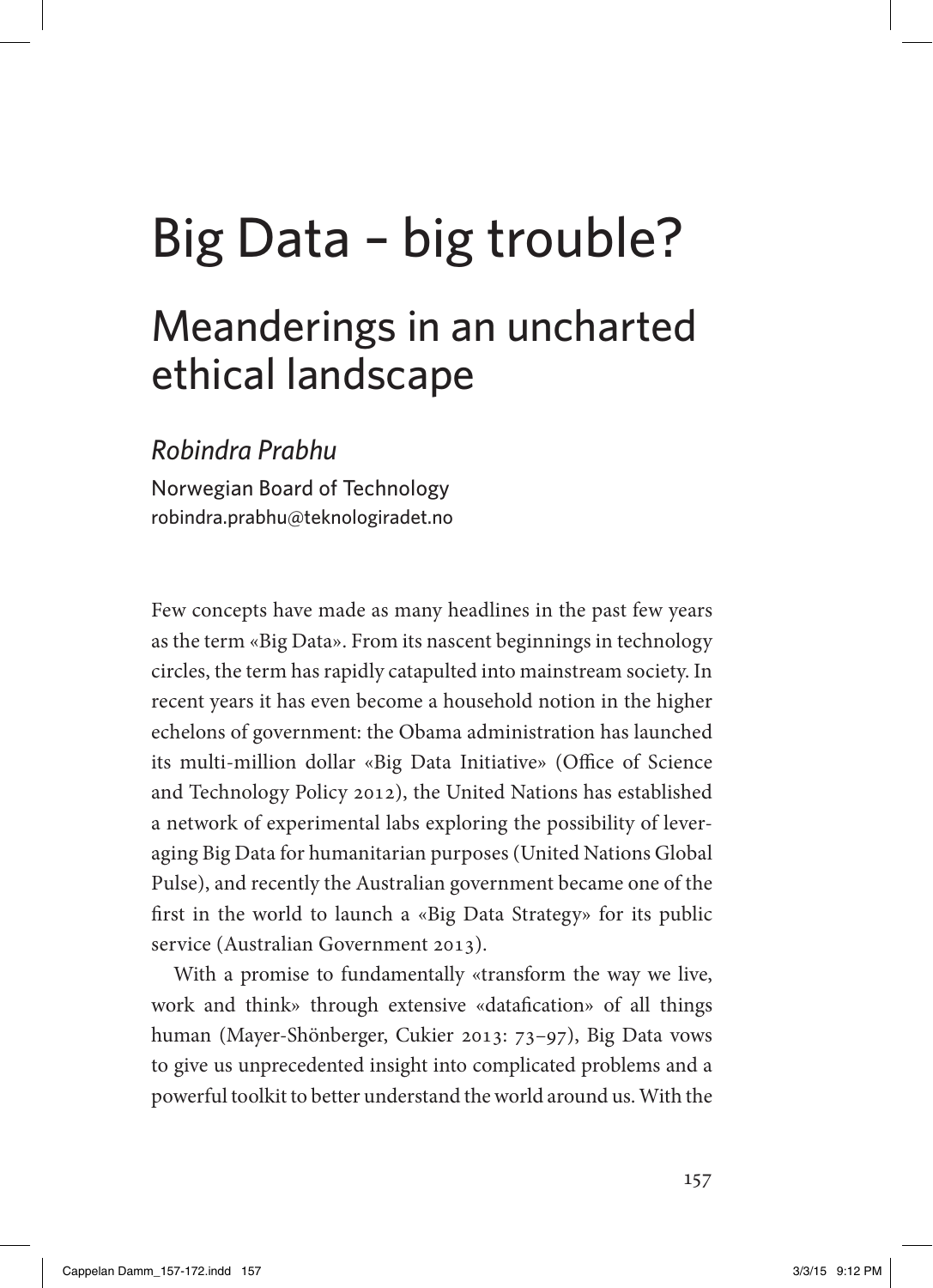# Big Data – big trouble?

## Meanderings in an uncharted ethical landscape

*Robindra Prabhu*

Norwegian Board of Technology
robindra.prabhu@teknologiradet.no

Few concepts have made as many headlines in the past few years as the term «Big Data». From its nascent beginnings in technology circles, the term has rapidly catapulted into mainstream society. In recent years it has even become a household notion in the higher echelons of government: the Obama administration has launched its multi-million dollar «Big Data Initiative» (Office of Science and Technology Policy 2012), the United Nations has established a network of experimental labs exploring the possibility of leveraging Big Data for humanitarian purposes (United Nations Global Pulse), and recently the Australian government became one of the first in the world to launch a «Big Data Strategy» for its public service (Australian Government 2013).

With a promise to fundamentally «transform the way we live, work and think» through extensive «datafication» of all things human (Mayer-Shönberger, Cukier 2013: 73–97), Big Data vows to give us unprecedented insight into complicated problems and a powerful toolkit to better understand the world around us. With the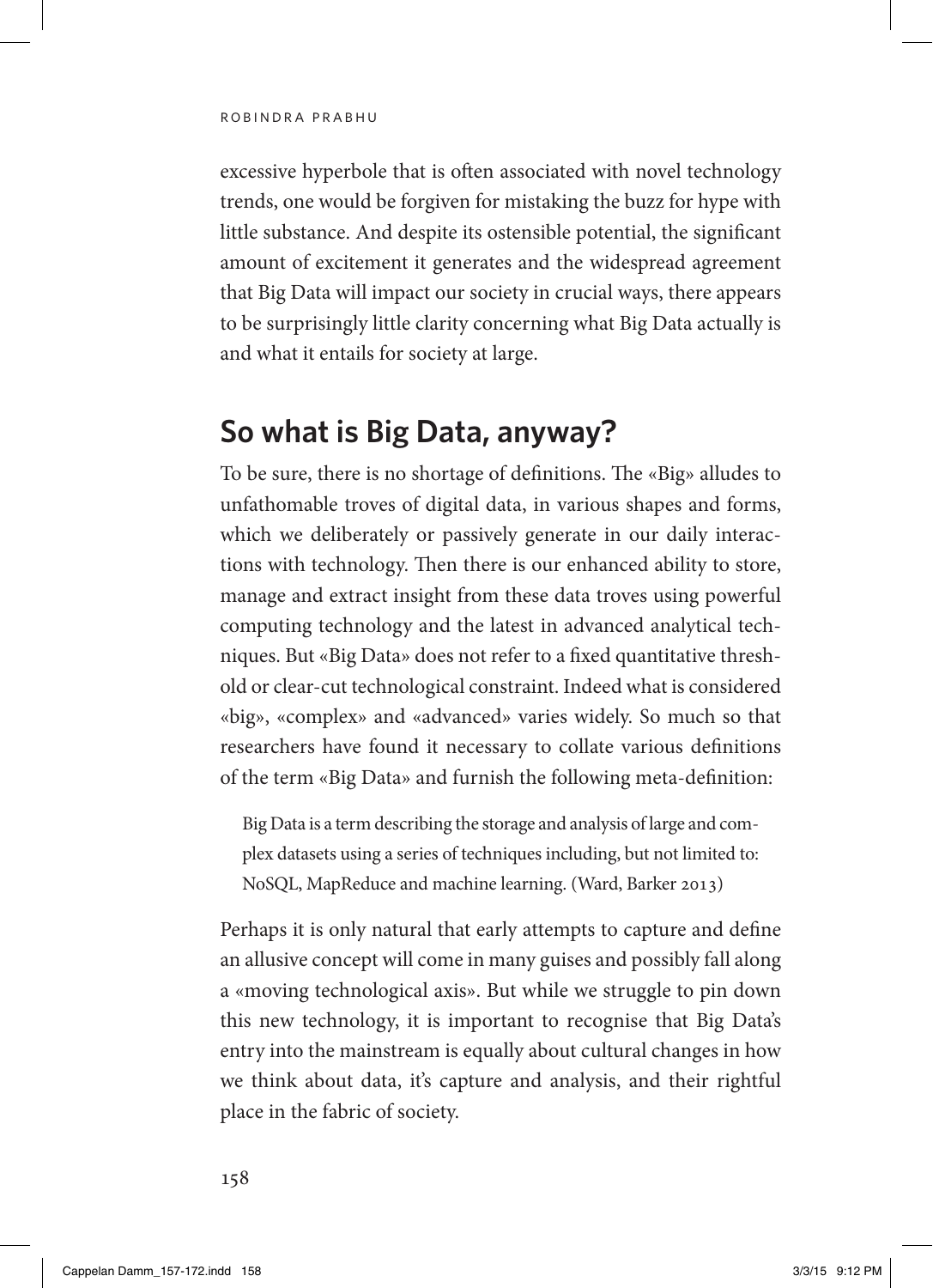excessive hyperbole that is often associated with novel technology trends, one would be forgiven for mistaking the buzz for hype with little substance. And despite its ostensible potential, the significant amount of excitement it generates and the widespread agreement that Big Data will impact our society in crucial ways, there appears to be surprisingly little clarity concerning what Big Data actually is and what it entails for society at large.

## So what is Big Data, anyway?

To be sure, there is no shortage of definitions. The «Big» alludes to unfathomable troves of digital data, in various shapes and forms, which we deliberately or passively generate in our daily interactions with technology. Then there is our enhanced ability to store, manage and extract insight from these data troves using powerful computing technology and the latest in advanced analytical techniques. But «Big Data» does not refer to a fixed quantitative threshold or clear-cut technological constraint. Indeed what is considered «big», «complex» and «advanced» varies widely. So much so that researchers have found it necessary to collate various definitions of the term «Big Data» and furnish the following meta-definition:

> Big Data is a term describing the storage and analysis of large and complex datasets using a series of techniques including, but not limited to: NoSQL, MapReduce and machine learning. (Ward, Barker 2013)

Perhaps it is only natural that early attempts to capture and define an allusive concept will come in many guises and possibly fall along a «moving technological axis». But while we struggle to pin down this new technology, it is important to recognise that Big Data's entry into the mainstream is equally about cultural changes in how we think about data, it's capture and analysis, and their rightful place in the fabric of society.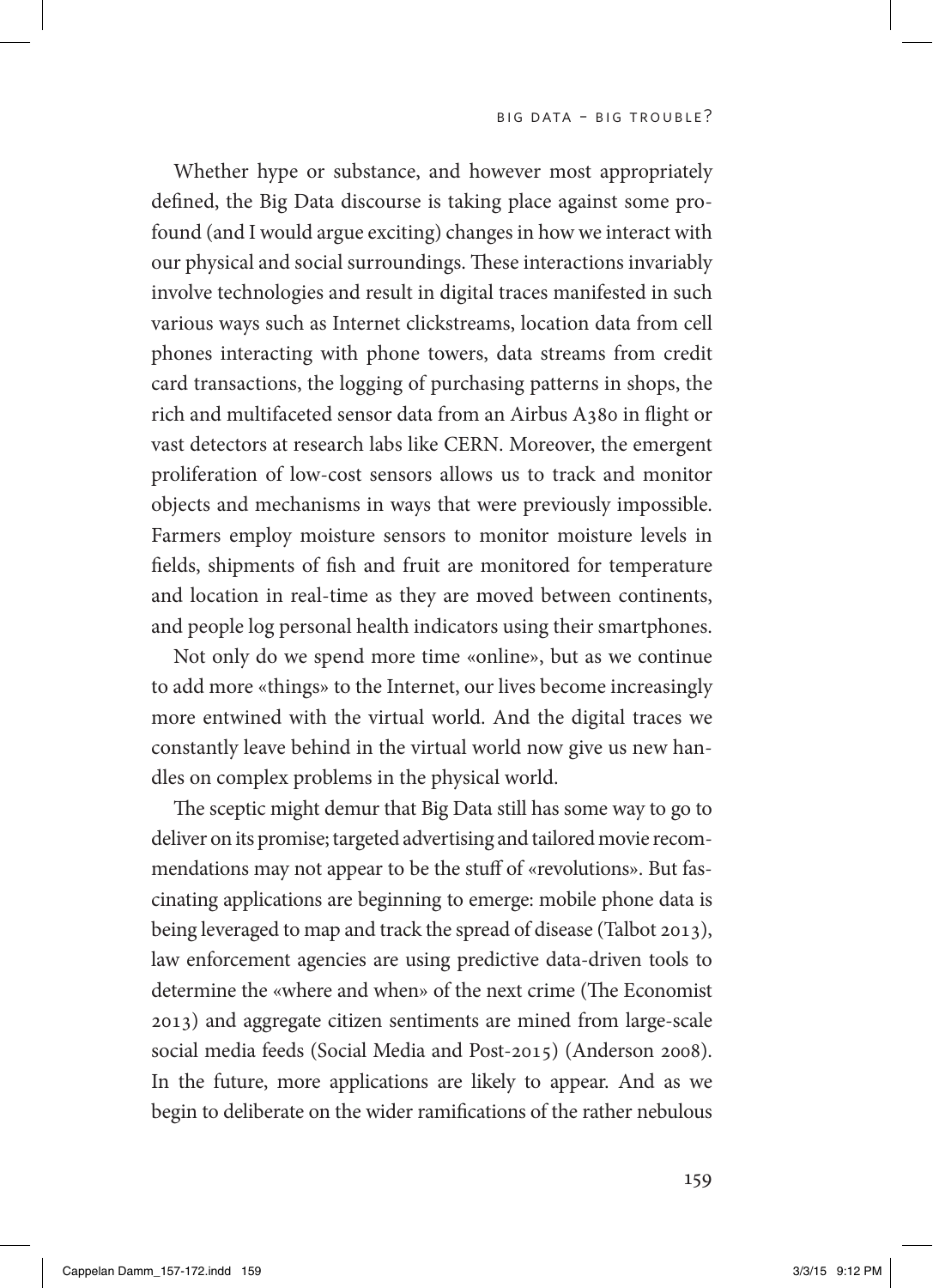Whether hype or substance, and however most appropriately defined, the Big Data discourse is taking place against some profound (and I would argue exciting) changes in how we interact with our physical and social surroundings. These interactions invariably involve technologies and result in digital traces manifested in such various ways such as Internet clickstreams, location data from cell phones interacting with phone towers, data streams from credit card transactions, the logging of purchasing patterns in shops, the rich and multifaceted sensor data from an Airbus A380 in flight or vast detectors at research labs like CERN. Moreover, the emergent proliferation of low-cost sensors allows us to track and monitor objects and mechanisms in ways that were previously impossible. Farmers employ moisture sensors to monitor moisture levels in fields, shipments of fish and fruit are monitored for temperature and location in real-time as they are moved between continents, and people log personal health indicators using their smartphones.

Not only do we spend more time «online», but as we continue to add more «things» to the Internet, our lives become increasingly more entwined with the virtual world. And the digital traces we constantly leave behind in the virtual world now give us new handles on complex problems in the physical world.

The sceptic might demur that Big Data still has some way to go to deliver on its promise; targeted advertising and tailored movie recommendations may not appear to be the stuff of «revolutions». But fascinating applications are beginning to emerge: mobile phone data is being leveraged to map and track the spread of disease (Talbot 2013), law enforcement agencies are using predictive data-driven tools to determine the «where and when» of the next crime (The Economist 2013) and aggregate citizen sentiments are mined from large-scale social media feeds (Social Media and Post-2015) (Anderson 2008). In the future, more applications are likely to appear. And as we begin to deliberate on the wider ramifications of the rather nebulous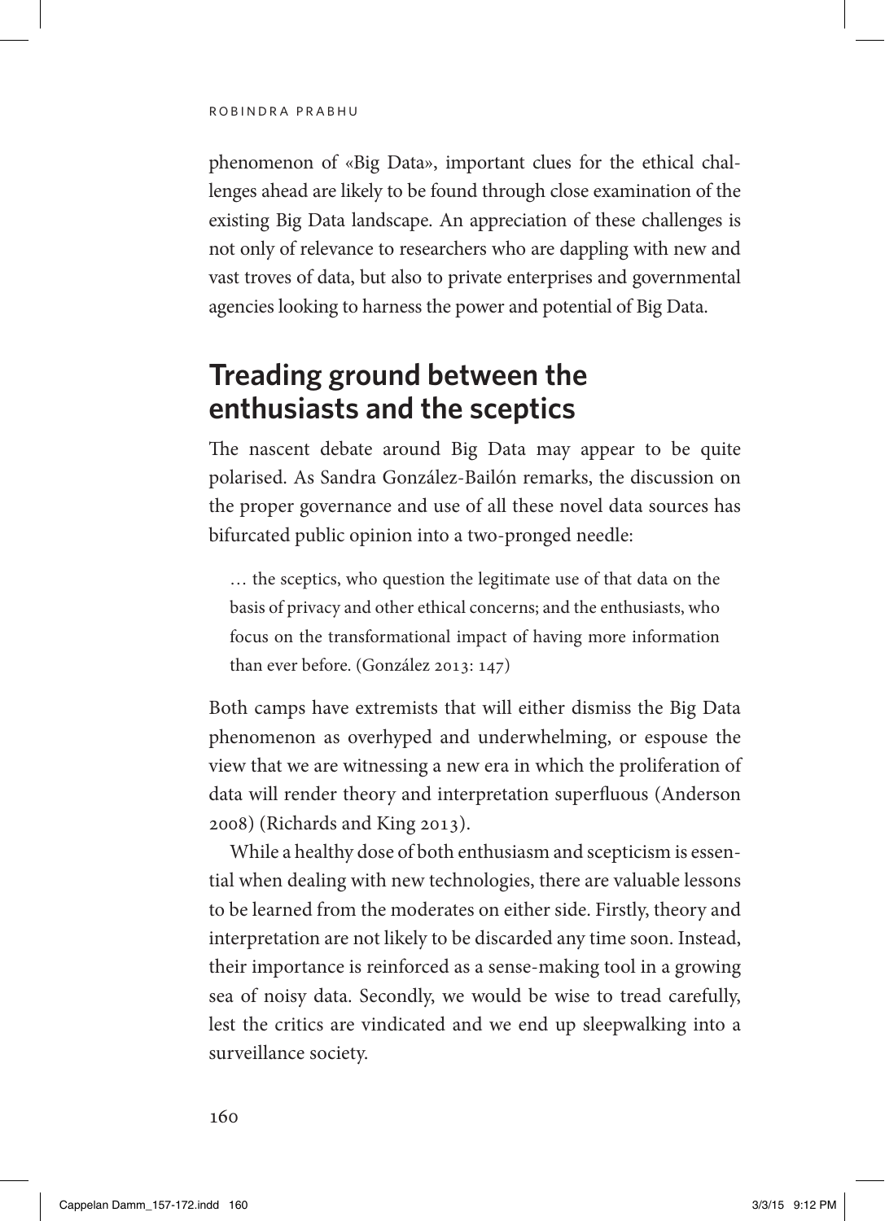phenomenon of «Big Data», important clues for the ethical challenges ahead are likely to be found through close examination of the existing Big Data landscape. An appreciation of these challenges is not only of relevance to researchers who are dappling with new and vast troves of data, but also to private enterprises and governmental agencies looking to harness the power and potential of Big Data.

## Treading ground between the enthusiasts and the sceptics

The nascent debate around Big Data may appear to be quite polarised. As Sandra González-Bailón remarks, the discussion on the proper governance and use of all these novel data sources has bifurcated public opinion into a two-pronged needle:

> … the sceptics, who question the legitimate use of that data on the basis of privacy and other ethical concerns; and the enthusiasts, who focus on the transformational impact of having more information than ever before. (González 2013: 147)

Both camps have extremists that will either dismiss the Big Data phenomenon as overhyped and underwhelming, or espouse the view that we are witnessing a new era in which the proliferation of data will render theory and interpretation superfluous (Anderson 2008) (Richards and King 2013).

While a healthy dose of both enthusiasm and scepticism is essential when dealing with new technologies, there are valuable lessons to be learned from the moderates on either side. Firstly, theory and interpretation are not likely to be discarded any time soon. Instead, their importance is reinforced as a sense-making tool in a growing sea of noisy data. Secondly, we would be wise to tread carefully, lest the critics are vindicated and we end up sleepwalking into a surveillance society.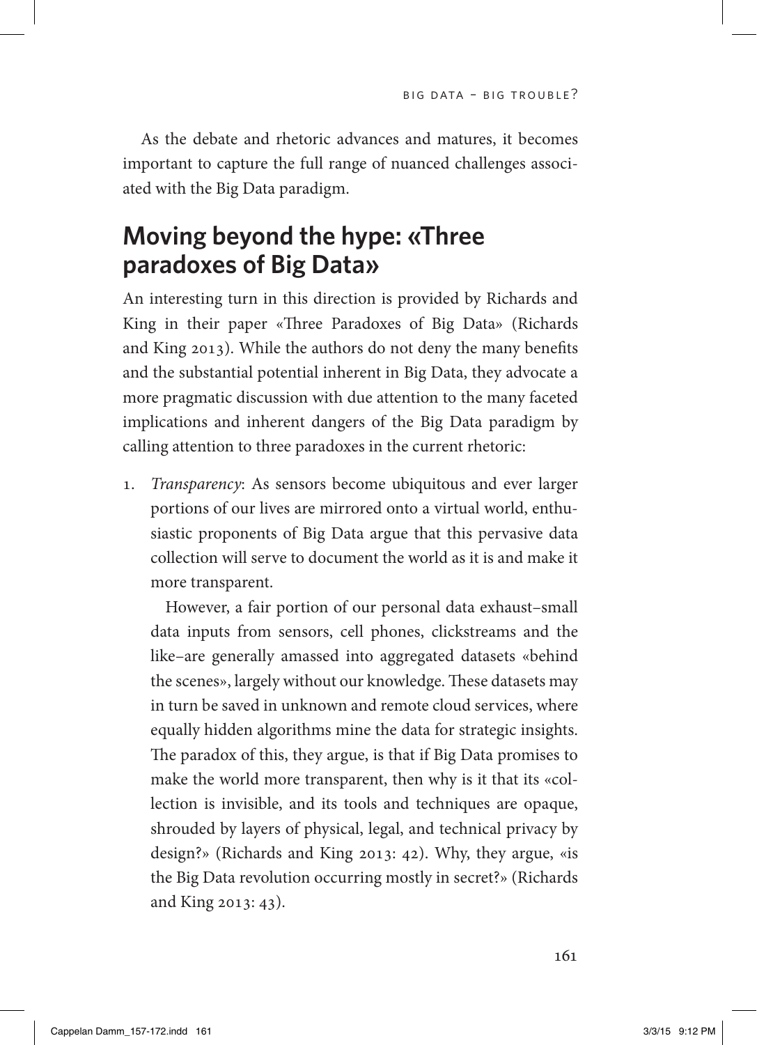As the debate and rhetoric advances and matures, it becomes important to capture the full range of nuanced challenges associated with the Big Data paradigm.

## Moving beyond the hype: «Three paradoxes of Big Data»

An interesting turn in this direction is provided by Richards and King in their paper «Three Paradoxes of Big Data» (Richards and King 2013). While the authors do not deny the many benefits and the substantial potential inherent in Big Data, they advocate a more pragmatic discussion with due attention to the many faceted implications and inherent dangers of the Big Data paradigm by calling attention to three paradoxes in the current rhetoric:

1. *Transparency*: As sensors become ubiquitous and ever larger portions of our lives are mirrored onto a virtual world, enthusiastic proponents of Big Data argue that this pervasive data collection will serve to document the world as it is and make it more transparent.

   However, a fair portion of our personal data exhaust–small data inputs from sensors, cell phones, clickstreams and the like–are generally amassed into aggregated datasets «behind the scenes», largely without our knowledge. These datasets may in turn be saved in unknown and remote cloud services, where equally hidden algorithms mine the data for strategic insights. The paradox of this, they argue, is that if Big Data promises to make the world more transparent, then why is it that its «collection is invisible, and its tools and techniques are opaque, shrouded by layers of physical, legal, and technical privacy by design?» (Richards and King 2013: 42). Why, they argue, «is the Big Data revolution occurring mostly in secret?» (Richards and King 2013: 43).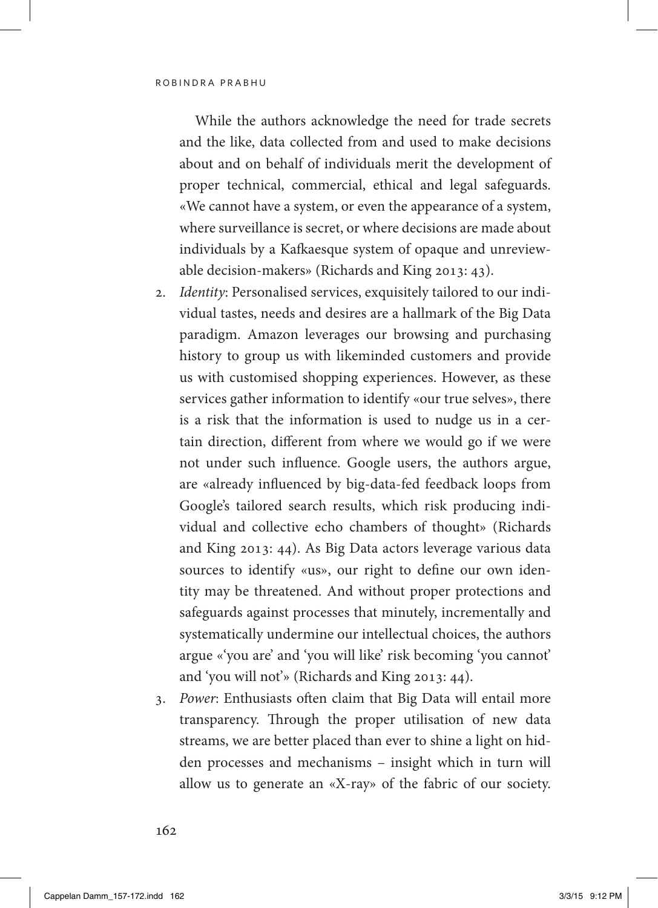While the authors acknowledge the need for trade secrets and the like, data collected from and used to make decisions about and on behalf of individuals merit the development of proper technical, commercial, ethical and legal safeguards. «We cannot have a system, or even the appearance of a system, where surveillance is secret, or where decisions are made about individuals by a Kafkaesque system of opaque and unreviewable decision-makers» (Richards and King 2013: 43).

2. *Identity*: Personalised services, exquisitely tailored to our individual tastes, needs and desires are a hallmark of the Big Data paradigm. Amazon leverages our browsing and purchasing history to group us with likeminded customers and provide us with customised shopping experiences. However, as these services gather information to identify «our true selves», there is a risk that the information is used to nudge us in a certain direction, different from where we would go if we were not under such influence. Google users, the authors argue, are «already influenced by big-data-fed feedback loops from Google's tailored search results, which risk producing individual and collective echo chambers of thought» (Richards and King 2013: 44). As Big Data actors leverage various data sources to identify «us», our right to define our own identity may be threatened. And without proper protections and safeguards against processes that minutely, incrementally and systematically undermine our intellectual choices, the authors argue «'you are' and 'you will like' risk becoming 'you cannot' and 'you will not'» (Richards and King 2013: 44).
3. *Power*: Enthusiasts often claim that Big Data will entail more transparency. Through the proper utilisation of new data streams, we are better placed than ever to shine a light on hidden processes and mechanisms – insight which in turn will allow us to generate an «X-ray» of the fabric of our society.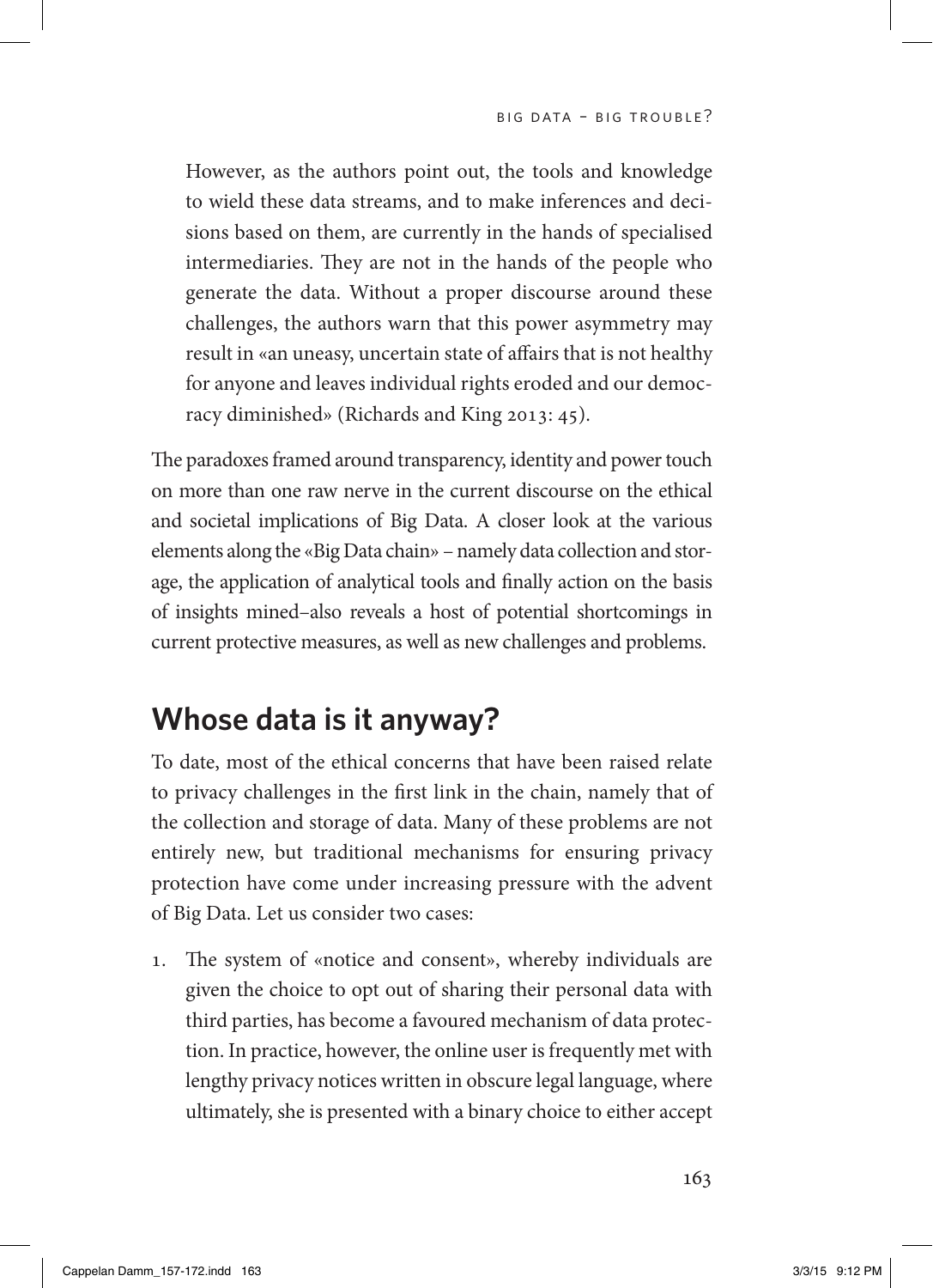However, as the authors point out, the tools and knowledge to wield these data streams, and to make inferences and decisions based on them, are currently in the hands of specialised intermediaries. They are not in the hands of the people who generate the data. Without a proper discourse around these challenges, the authors warn that this power asymmetry may result in «an uneasy, uncertain state of affairs that is not healthy for anyone and leaves individual rights eroded and our democracy diminished» (Richards and King 2013: 45).

The paradoxes framed around transparency, identity and power touch on more than one raw nerve in the current discourse on the ethical and societal implications of Big Data. A closer look at the various elements along the «Big Data chain» – namely data collection and storage, the application of analytical tools and finally action on the basis of insights mined–also reveals a host of potential shortcomings in current protective measures, as well as new challenges and problems.

## Whose data is it anyway?

To date, most of the ethical concerns that have been raised relate to privacy challenges in the first link in the chain, namely that of the collection and storage of data. Many of these problems are not entirely new, but traditional mechanisms for ensuring privacy protection have come under increasing pressure with the advent of Big Data. Let us consider two cases:

1. The system of «notice and consent», whereby individuals are given the choice to opt out of sharing their personal data with third parties, has become a favoured mechanism of data protection. In practice, however, the online user is frequently met with lengthy privacy notices written in obscure legal language, where ultimately, she is presented with a binary choice to either accept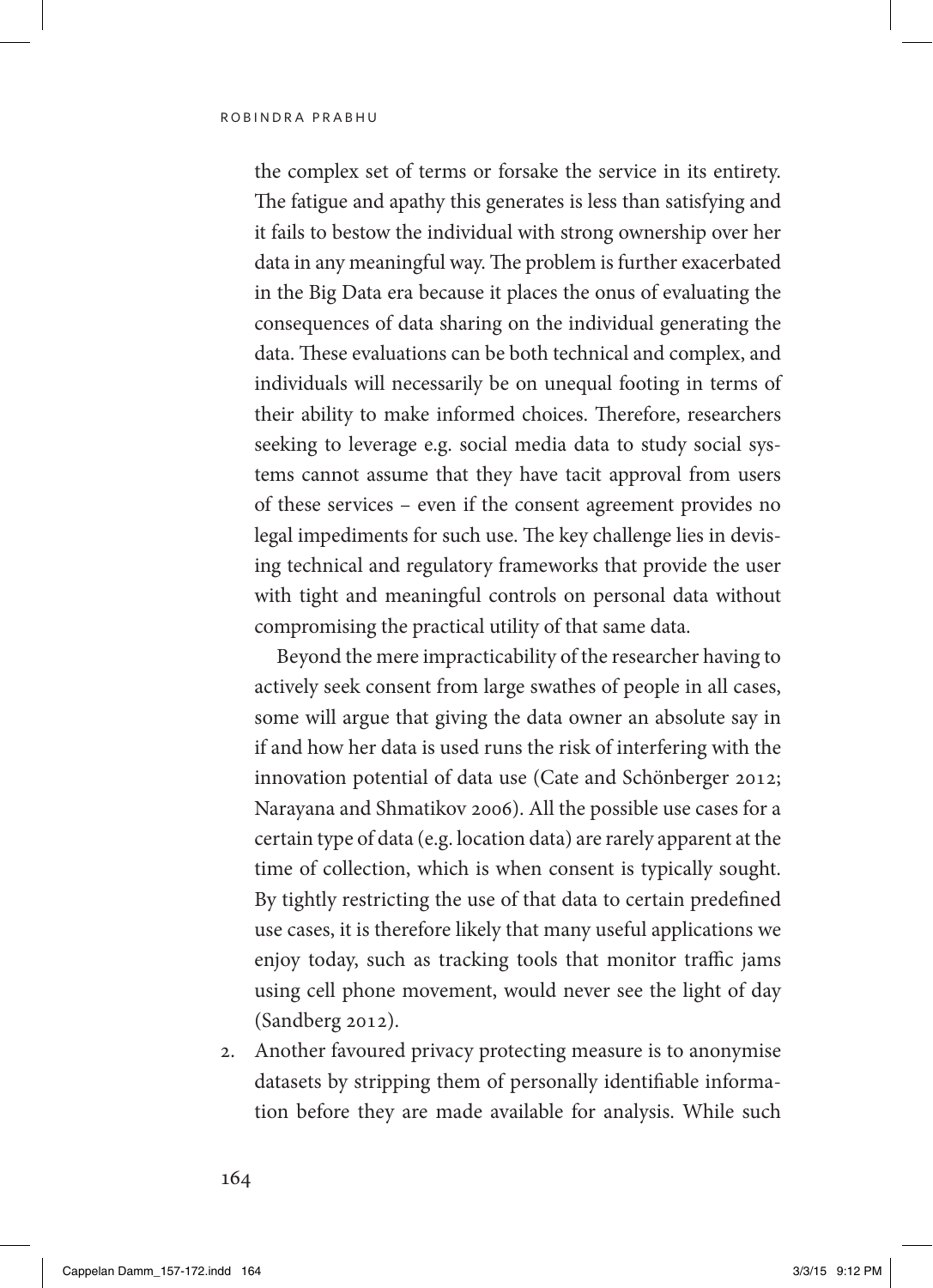the complex set of terms or forsake the service in its entirety. The fatigue and apathy this generates is less than satisfying and it fails to bestow the individual with strong ownership over her data in any meaningful way. The problem is further exacerbated in the Big Data era because it places the onus of evaluating the consequences of data sharing on the individual generating the data. These evaluations can be both technical and complex, and individuals will necessarily be on unequal footing in terms of their ability to make informed choices. Therefore, researchers seeking to leverage e.g. social media data to study social systems cannot assume that they have tacit approval from users of these services – even if the consent agreement provides no legal impediments for such use. The key challenge lies in devising technical and regulatory frameworks that provide the user with tight and meaningful controls on personal data without compromising the practical utility of that same data.

   Beyond the mere impracticability of the researcher having to actively seek consent from large swathes of people in all cases, some will argue that giving the data owner an absolute say in if and how her data is used runs the risk of interfering with the innovation potential of data use (Cate and Schönberger 2012; Narayana and Shmatikov 2006). All the possible use cases for a certain type of data (e.g. location data) are rarely apparent at the time of collection, which is when consent is typically sought. By tightly restricting the use of that data to certain predefined use cases, it is therefore likely that many useful applications we enjoy today, such as tracking tools that monitor traffic jams using cell phone movement, would never see the light of day (Sandberg 2012).

2. Another favoured privacy protecting measure is to anonymise datasets by stripping them of personally identifiable information before they are made available for analysis. While such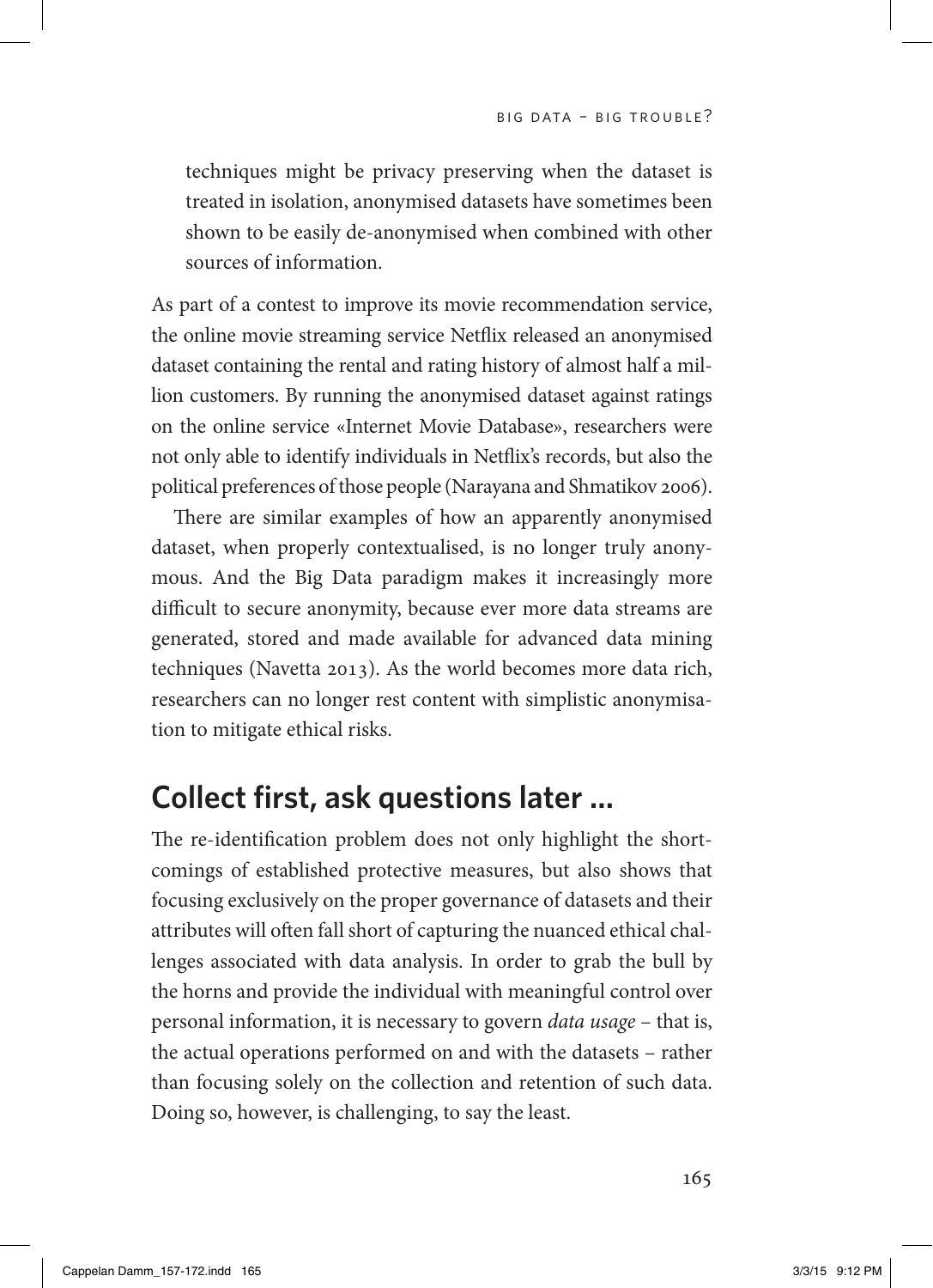techniques might be privacy preserving when the dataset is treated in isolation, anonymised datasets have sometimes been shown to be easily de-anonymised when combined with other sources of information.

As part of a contest to improve its movie recommendation service, the online movie streaming service Netflix released an anonymised dataset containing the rental and rating history of almost half a million customers. By running the anonymised dataset against ratings on the online service «Internet Movie Database», researchers were not only able to identify individuals in Netflix's records, but also the political preferences of those people (Narayana and Shmatikov 2006).

There are similar examples of how an apparently anonymised dataset, when properly contextualised, is no longer truly anonymous. And the Big Data paradigm makes it increasingly more difficult to secure anonymity, because ever more data streams are generated, stored and made available for advanced data mining techniques (Navetta 2013). As the world becomes more data rich, researchers can no longer rest content with simplistic anonymisation to mitigate ethical risks.

## Collect first, ask questions later …

The re-identification problem does not only highlight the shortcomings of established protective measures, but also shows that focusing exclusively on the proper governance of datasets and their attributes will often fall short of capturing the nuanced ethical challenges associated with data analysis. In order to grab the bull by the horns and provide the individual with meaningful control over personal information, it is necessary to govern *data usage* – that is, the actual operations performed on and with the datasets – rather than focusing solely on the collection and retention of such data. Doing so, however, is challenging, to say the least.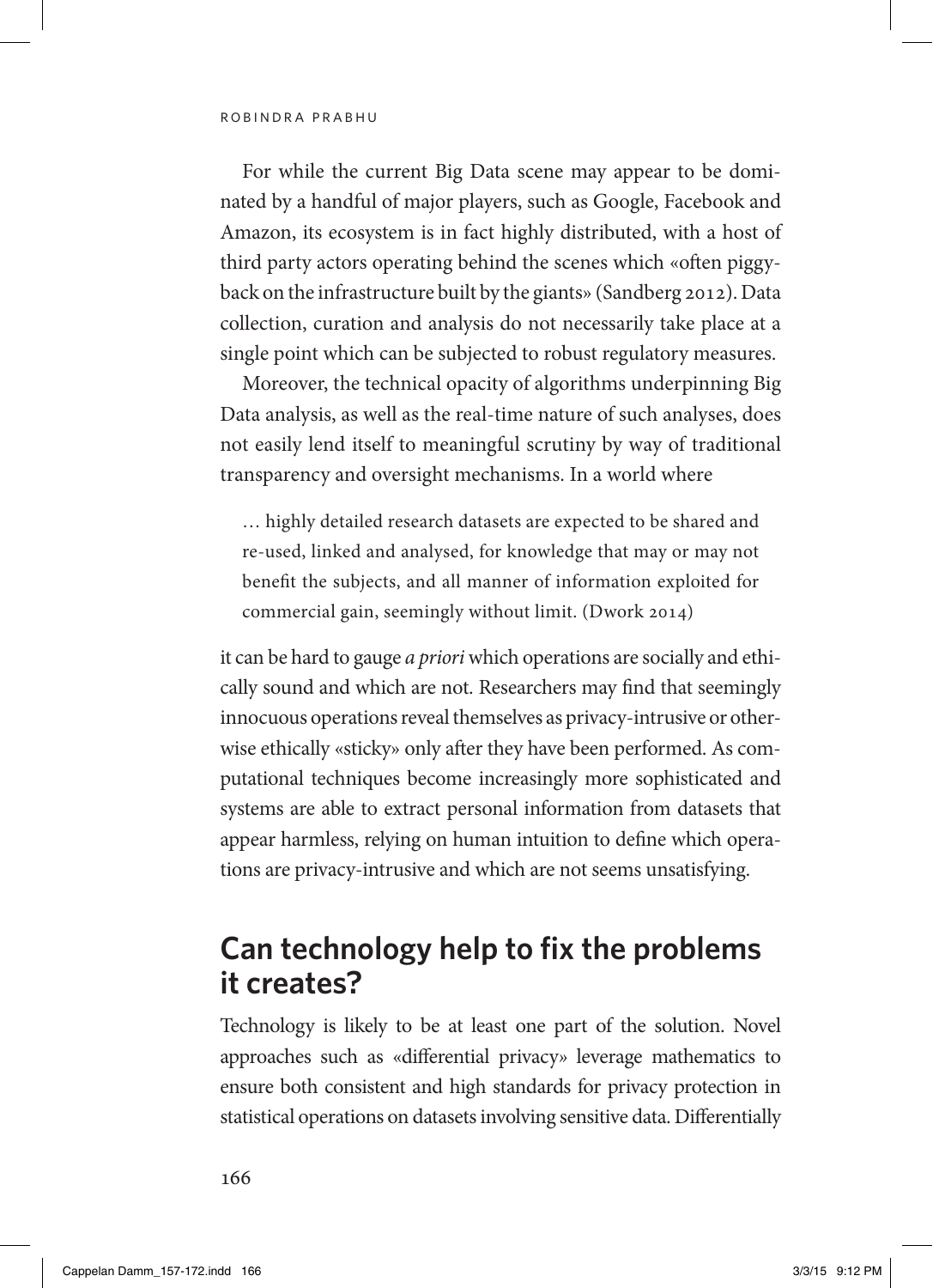For while the current Big Data scene may appear to be dominated by a handful of major players, such as Google, Facebook and Amazon, its ecosystem is in fact highly distributed, with a host of third party actors operating behind the scenes which «often piggyback on the infrastructure built by the giants» (Sandberg 2012). Data collection, curation and analysis do not necessarily take place at a single point which can be subjected to robust regulatory measures.

Moreover, the technical opacity of algorithms underpinning Big Data analysis, as well as the real-time nature of such analyses, does not easily lend itself to meaningful scrutiny by way of traditional transparency and oversight mechanisms. In a world where

> … highly detailed research datasets are expected to be shared and re-used, linked and analysed, for knowledge that may or may not benefit the subjects, and all manner of information exploited for commercial gain, seemingly without limit. (Dwork 2014)

it can be hard to gauge *a priori* which operations are socially and ethically sound and which are not. Researchers may find that seemingly innocuous operations reveal themselves as privacy-intrusive or otherwise ethically «sticky» only after they have been performed. As computational techniques become increasingly more sophisticated and systems are able to extract personal information from datasets that appear harmless, relying on human intuition to define which operations are privacy-intrusive and which are not seems unsatisfying.

## Can technology help to fix the problems it creates?

Technology is likely to be at least one part of the solution. Novel approaches such as «differential privacy» leverage mathematics to ensure both consistent and high standards for privacy protection in statistical operations on datasets involving sensitive data. Differentially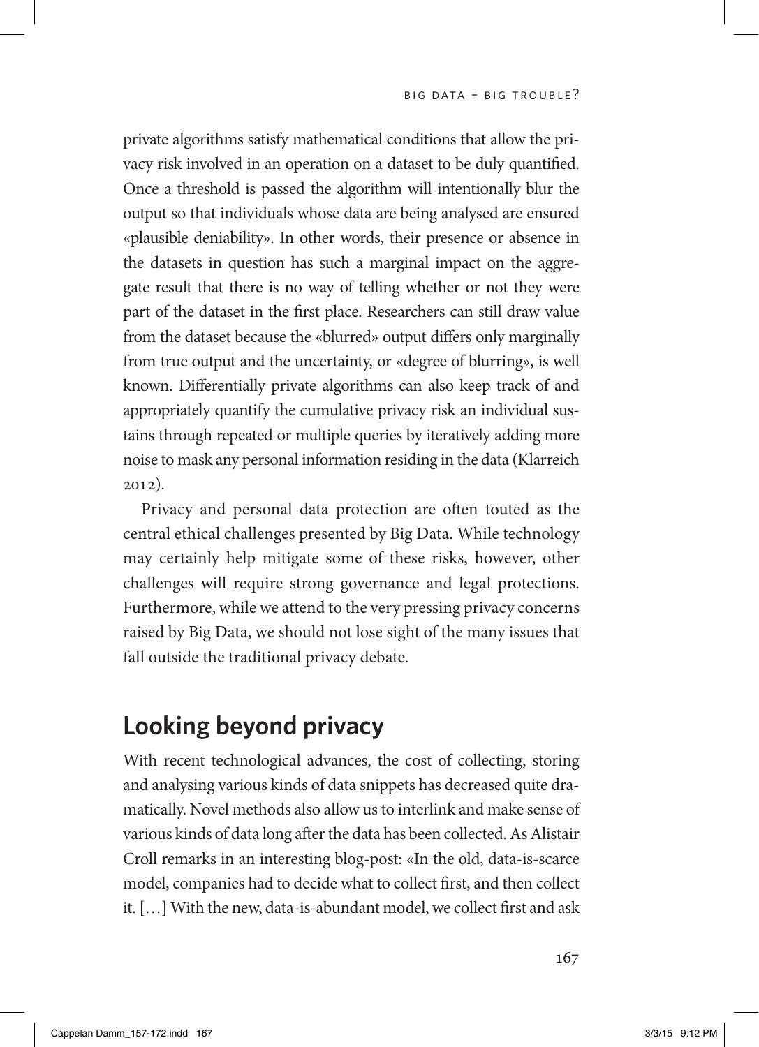private algorithms satisfy mathematical conditions that allow the privacy risk involved in an operation on a dataset to be duly quantified. Once a threshold is passed the algorithm will intentionally blur the output so that individuals whose data are being analysed are ensured «plausible deniability». In other words, their presence or absence in the datasets in question has such a marginal impact on the aggregate result that there is no way of telling whether or not they were part of the dataset in the first place. Researchers can still draw value from the dataset because the «blurred» output differs only marginally from true output and the uncertainty, or «degree of blurring», is well known. Differentially private algorithms can also keep track of and appropriately quantify the cumulative privacy risk an individual sustains through repeated or multiple queries by iteratively adding more noise to mask any personal information residing in the data (Klarreich 2012).

Privacy and personal data protection are often touted as the central ethical challenges presented by Big Data. While technology may certainly help mitigate some of these risks, however, other challenges will require strong governance and legal protections. Furthermore, while we attend to the very pressing privacy concerns raised by Big Data, we should not lose sight of the many issues that fall outside the traditional privacy debate.

## Looking beyond privacy

With recent technological advances, the cost of collecting, storing and analysing various kinds of data snippets has decreased quite dramatically. Novel methods also allow us to interlink and make sense of various kinds of data long after the data has been collected. As Alistair Croll remarks in an interesting blog-post: «In the old, data-is-scarce model, companies had to decide what to collect first, and then collect it. [...] With the new, data-is-abundant model, we collect first and ask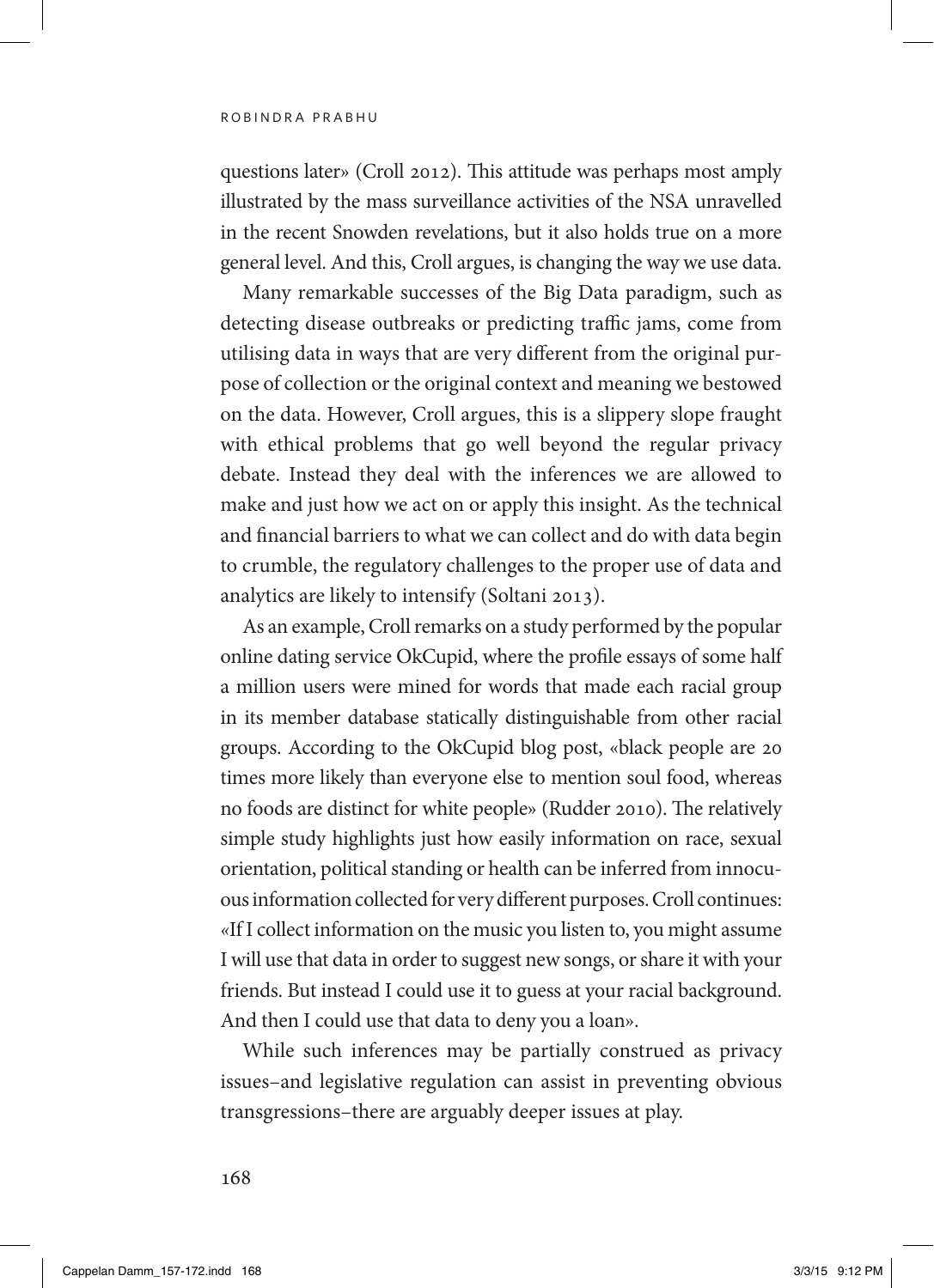questions later» (Croll 2012). This attitude was perhaps most amply illustrated by the mass surveillance activities of the NSA unravelled in the recent Snowden revelations, but it also holds true on a more general level. And this, Croll argues, is changing the way we use data.

Many remarkable successes of the Big Data paradigm, such as detecting disease outbreaks or predicting traffic jams, come from utilising data in ways that are very different from the original purpose of collection or the original context and meaning we bestowed on the data. However, Croll argues, this is a slippery slope fraught with ethical problems that go well beyond the regular privacy debate. Instead they deal with the inferences we are allowed to make and just how we act on or apply this insight. As the technical and financial barriers to what we can collect and do with data begin to crumble, the regulatory challenges to the proper use of data and analytics are likely to intensify (Soltani 2013).

As an example, Croll remarks on a study performed by the popular online dating service OkCupid, where the profile essays of some half a million users were mined for words that made each racial group in its member database statically distinguishable from other racial groups. According to the OkCupid blog post, «black people are 20 times more likely than everyone else to mention soul food, whereas no foods are distinct for white people» (Rudder 2010). The relatively simple study highlights just how easily information on race, sexual orientation, political standing or health can be inferred from innocuous information collected for very different purposes. Croll continues: «If I collect information on the music you listen to, you might assume I will use that data in order to suggest new songs, or share it with your friends. But instead I could use it to guess at your racial background. And then I could use that data to deny you a loan».

While such inferences may be partially construed as privacy issues–and legislative regulation can assist in preventing obvious transgressions–there are arguably deeper issues at play.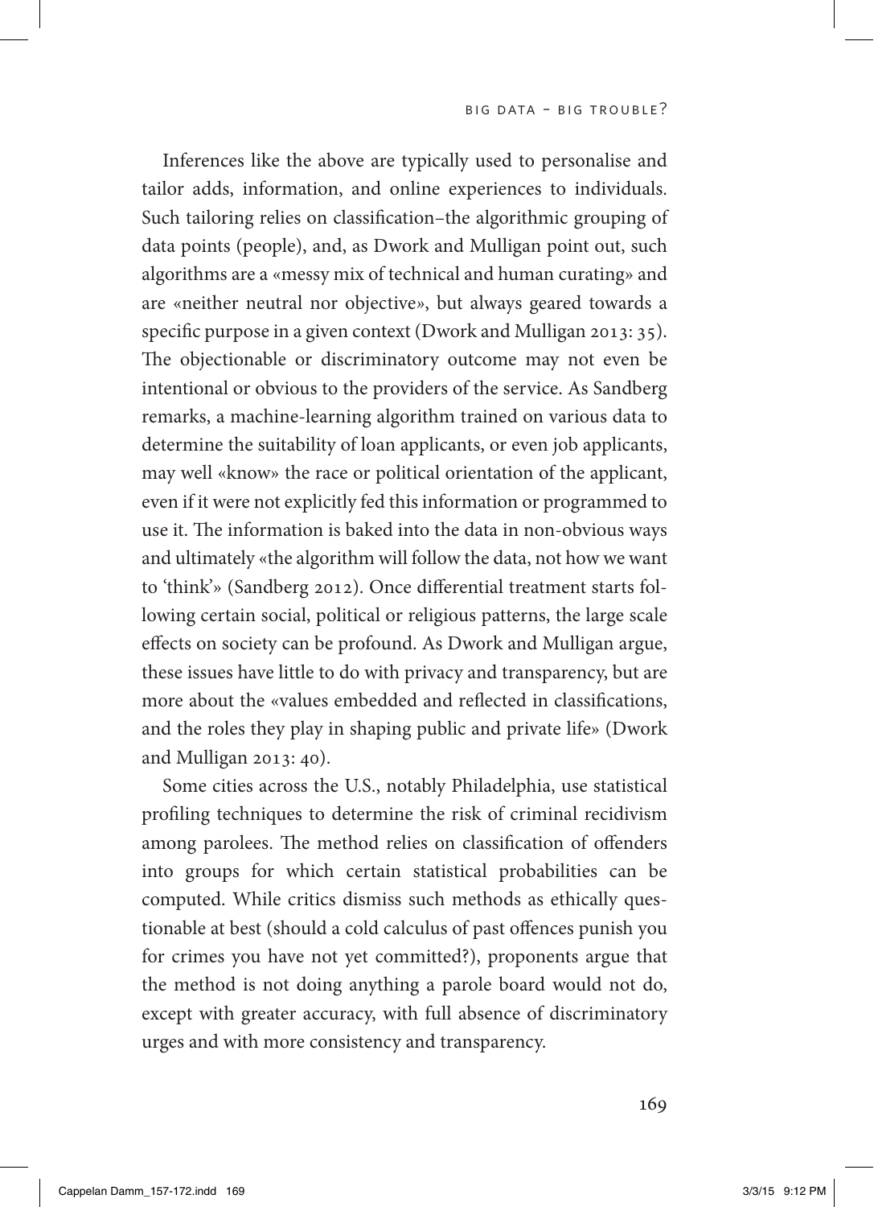Inferences like the above are typically used to personalise and tailor adds, information, and online experiences to individuals. Such tailoring relies on classification–the algorithmic grouping of data points (people), and, as Dwork and Mulligan point out, such algorithms are a «messy mix of technical and human curating» and are «neither neutral nor objective», but always geared towards a specific purpose in a given context (Dwork and Mulligan 2013: 35). The objectionable or discriminatory outcome may not even be intentional or obvious to the providers of the service. As Sandberg remarks, a machine-learning algorithm trained on various data to determine the suitability of loan applicants, or even job applicants, may well «know» the race or political orientation of the applicant, even if it were not explicitly fed this information or programmed to use it. The information is baked into the data in non-obvious ways and ultimately «the algorithm will follow the data, not how we want to 'think'» (Sandberg 2012). Once differential treatment starts following certain social, political or religious patterns, the large scale effects on society can be profound. As Dwork and Mulligan argue, these issues have little to do with privacy and transparency, but are more about the «values embedded and reflected in classifications, and the roles they play in shaping public and private life» (Dwork and Mulligan 2013: 40).

Some cities across the U.S., notably Philadelphia, use statistical profiling techniques to determine the risk of criminal recidivism among parolees. The method relies on classification of offenders into groups for which certain statistical probabilities can be computed. While critics dismiss such methods as ethically questionable at best (should a cold calculus of past offences punish you for crimes you have not yet committed?), proponents argue that the method is not doing anything a parole board would not do, except with greater accuracy, with full absence of discriminatory urges and with more consistency and transparency.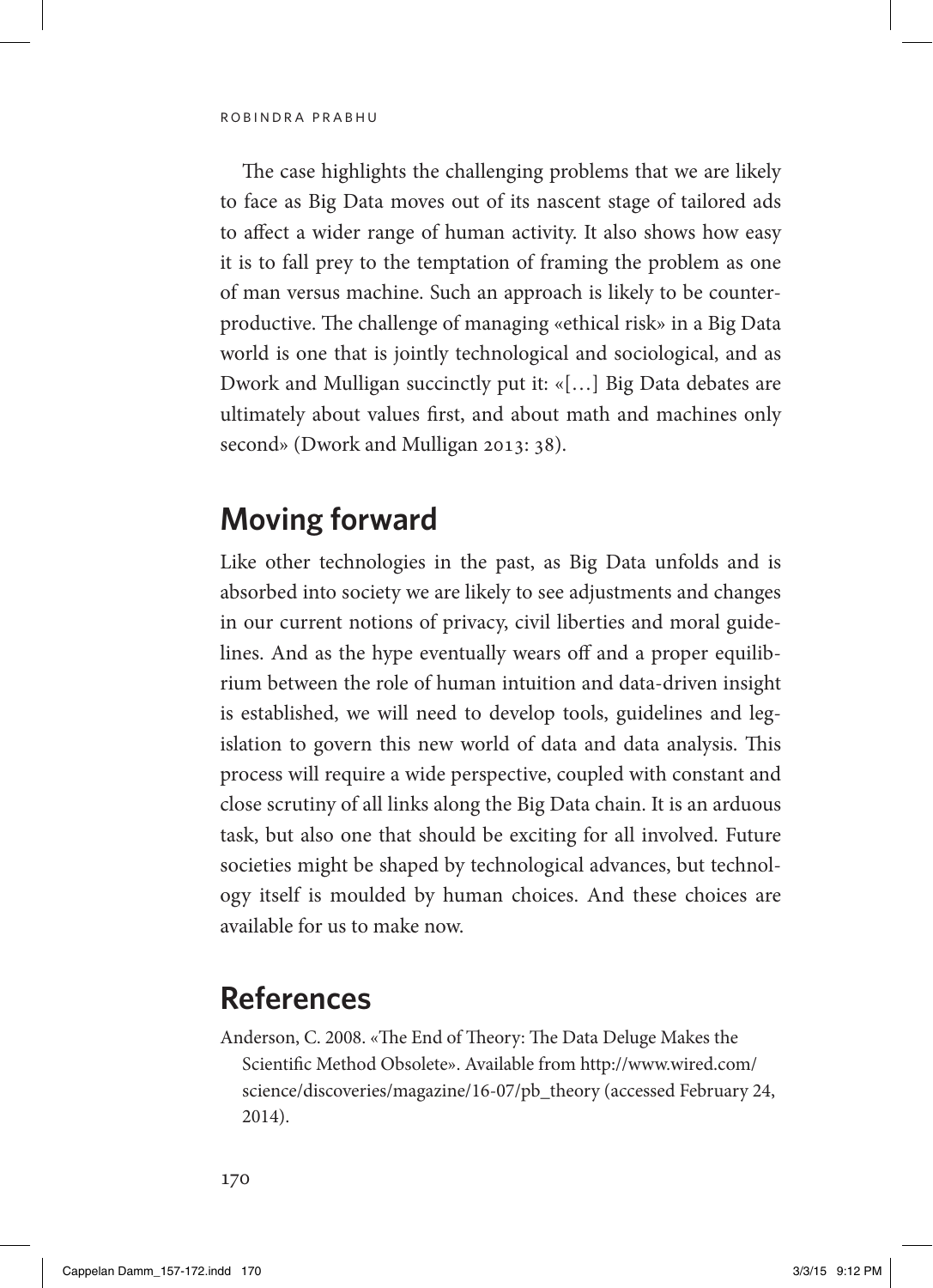The case highlights the challenging problems that we are likely to face as Big Data moves out of its nascent stage of tailored ads to affect a wider range of human activity. It also shows how easy it is to fall prey to the temptation of framing the problem as one of man versus machine. Such an approach is likely to be counter-productive. The challenge of managing «ethical risk» in a Big Data world is one that is jointly technological and sociological, and as Dwork and Mulligan succinctly put it: «[…] Big Data debates are ultimately about values first, and about math and machines only second» (Dwork and Mulligan 2013: 38).

## Moving forward

Like other technologies in the past, as Big Data unfolds and is absorbed into society we are likely to see adjustments and changes in our current notions of privacy, civil liberties and moral guidelines. And as the hype eventually wears off and a proper equilibrium between the role of human intuition and data-driven insight is established, we will need to develop tools, guidelines and legislation to govern this new world of data and data analysis. This process will require a wide perspective, coupled with constant and close scrutiny of all links along the Big Data chain. It is an arduous task, but also one that should be exciting for all involved. Future societies might be shaped by technological advances, but technology itself is moulded by human choices. And these choices are available for us to make now.

## References

Anderson, C. 2008. «The End of Theory: The Data Deluge Makes the Scientific Method Obsolete». Available from http://www.wired.com/science/discoveries/magazine/16-07/pb_theory (accessed February 24, 2014).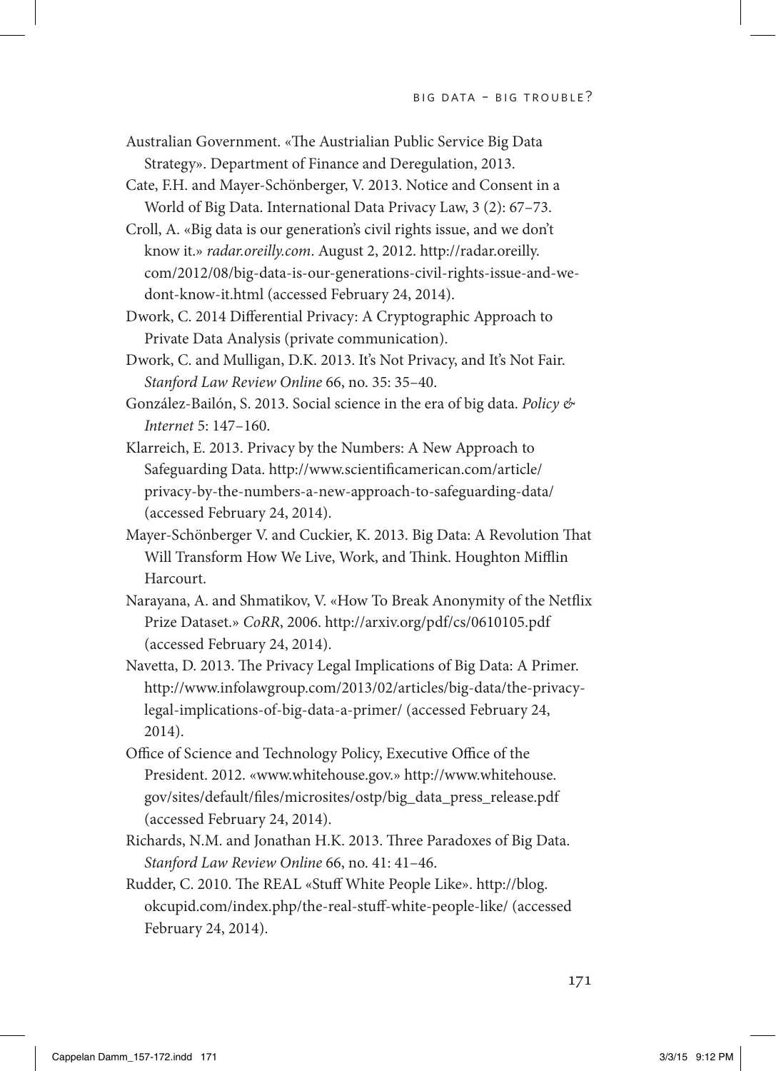Australian Government. «The Austrialian Public Service Big Data Strategy». Department of Finance and Deregulation, 2013.

Cate, F.H. and Mayer-Schönberger, V. 2013. Notice and Consent in a World of Big Data. International Data Privacy Law, 3 (2): 67–73.

Croll, A. «Big data is our generation's civil rights issue, and we don't know it.» *radar.oreilly.com*. August 2, 2012. http://radar.oreilly.com/2012/08/big-data-is-our-generations-civil-rights-issue-and-we-dont-know-it.html (accessed February 24, 2014).

Dwork, C. 2014 Differential Privacy: A Cryptographic Approach to Private Data Analysis (private communication).

Dwork, C. and Mulligan, D.K. 2013. It's Not Privacy, and It's Not Fair. *Stanford Law Review Online* 66, no. 35: 35–40.

González-Bailón, S. 2013. Social science in the era of big data. *Policy & Internet* 5: 147–160.

Klarreich, E. 2013. Privacy by the Numbers: A New Approach to Safeguarding Data. http://www.scientificamerican.com/article/privacy-by-the-numbers-a-new-approach-to-safeguarding-data/ (accessed February 24, 2014).

Mayer-Schönberger V. and Cuckier, K. 2013. Big Data: A Revolution That Will Transform How We Live, Work, and Think. Houghton Mifflin Harcourt.

Narayana, A. and Shmatikov, V. «How To Break Anonymity of the Netflix Prize Dataset.» *CoRR*, 2006. http://arxiv.org/pdf/cs/0610105.pdf (accessed February 24, 2014).

Navetta, D. 2013. The Privacy Legal Implications of Big Data: A Primer. http://www.infolawgroup.com/2013/02/articles/big-data/the-privacy-legal-implications-of-big-data-a-primer/ (accessed February 24, 2014).

Office of Science and Technology Policy, Executive Office of the President. 2012. «www.whitehouse.gov.» http://www.whitehouse.gov/sites/default/files/microsites/ostp/big_data_press_release.pdf (accessed February 24, 2014).

Richards, N.M. and Jonathan H.K. 2013. Three Paradoxes of Big Data. *Stanford Law Review Online* 66, no. 41: 41–46.

Rudder, C. 2010. The REAL «Stuff White People Like». http://blog.okcupid.com/index.php/the-real-stuff-white-people-like/ (accessed February 24, 2014).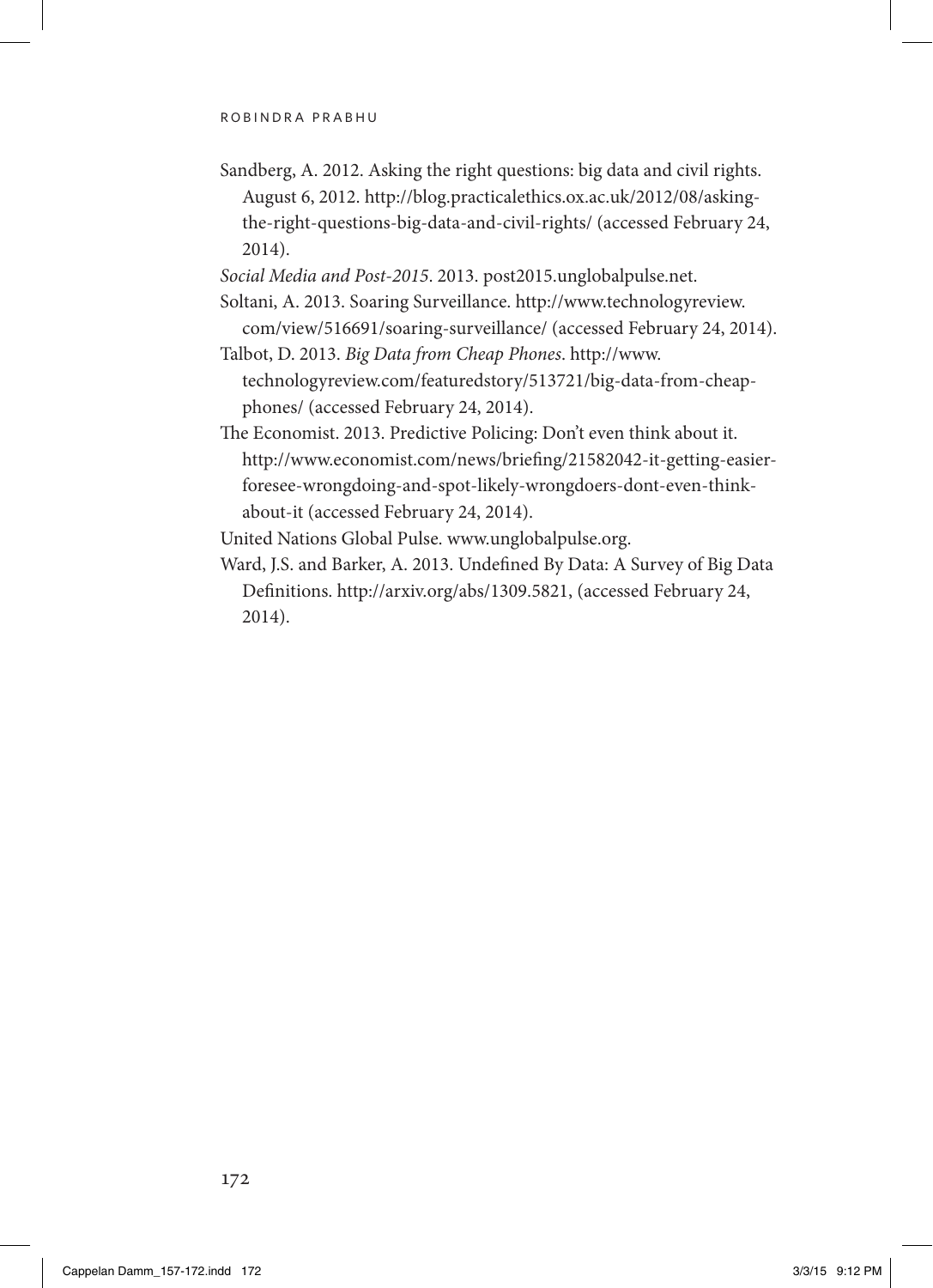Sandberg, A. 2012. Asking the right questions: big data and civil rights. August 6, 2012. http://blog.practicalethics.ox.ac.uk/2012/08/asking-the-right-questions-big-data-and-civil-rights/ (accessed February 24, 2014).

*Social Media and Post-2015*. 2013. post2015.unglobalpulse.net.

Soltani, A. 2013. Soaring Surveillance. http://www.technologyreview.com/view/516691/soaring-surveillance/ (accessed February 24, 2014).

Talbot, D. 2013. *Big Data from Cheap Phones*. http://www.technologyreview.com/featuredstory/513721/big-data-from-cheap-phones/ (accessed February 24, 2014).

The Economist. 2013. Predictive Policing: Don't even think about it. http://www.economist.com/news/briefing/21582042-it-getting-easier-foresee-wrongdoing-and-spot-likely-wrongdoers-dont-even-think-about-it (accessed February 24, 2014).

United Nations Global Pulse. www.unglobalpulse.org.

Ward, J.S. and Barker, A. 2013. Undefined By Data: A Survey of Big Data Definitions. http://arxiv.org/abs/1309.5821, (accessed February 24, 2014).